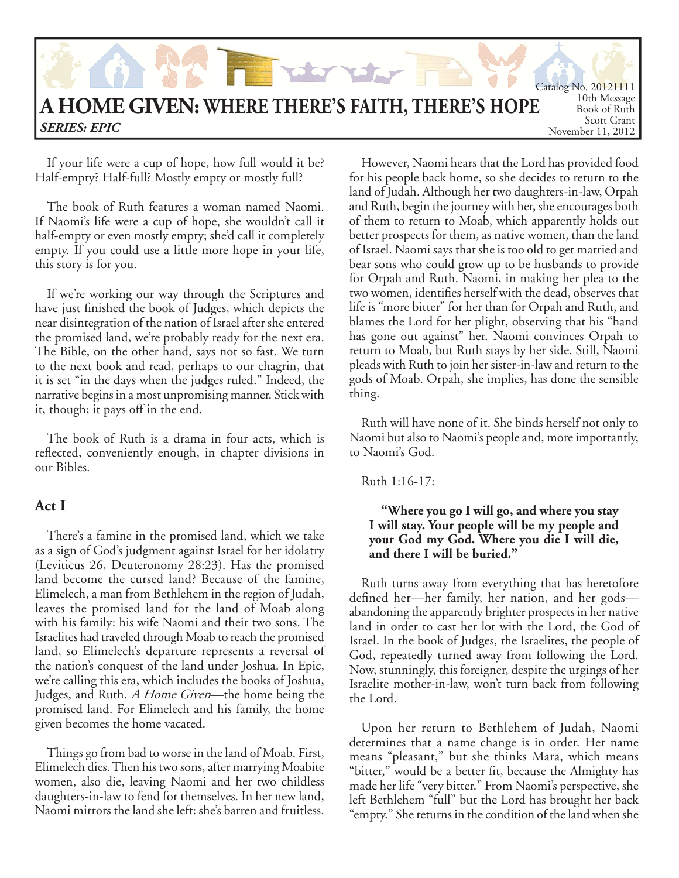# A HOME GIVEN: WHERE THERE'S FAITH, THERE'S HOPE

***SERIES: EPIC***

Catalog No. 20121111
10th Message
Book of Ruth
Scott Grant
November 11, 2012

If your life were a cup of hope, how full would it be? Half-empty? Half-full? Mostly empty or mostly full?

The book of Ruth features a woman named Naomi. If Naomi's life were a cup of hope, she wouldn't call it half-empty or even mostly empty; she'd call it completely empty. If you could use a little more hope in your life, this story is for you.

If we're working our way through the Scriptures and have just finished the book of Judges, which depicts the near disintegration of the nation of Israel after she entered the promised land, we're probably ready for the next era. The Bible, on the other hand, says not so fast. We turn to the next book and read, perhaps to our chagrin, that it is set "in the days when the judges ruled." Indeed, the narrative begins in a most unpromising manner. Stick with it, though; it pays off in the end.

The book of Ruth is a drama in four acts, which is reflected, conveniently enough, in chapter divisions in our Bibles.

## Act I

There's a famine in the promised land, which we take as a sign of God's judgment against Israel for her idolatry (Leviticus 26, Deuteronomy 28:23). Has the promised land become the cursed land? Because of the famine, Elimelech, a man from Bethlehem in the region of Judah, leaves the promised land for the land of Moab along with his family: his wife Naomi and their two sons. The Israelites had traveled through Moab to reach the promised land, so Elimelech's departure represents a reversal of the nation's conquest of the land under Joshua. In Epic, we're calling this era, which includes the books of Joshua, Judges, and Ruth, *A Home Given*—the home being the promised land. For Elimelech and his family, the home given becomes the home vacated.

Things go from bad to worse in the land of Moab. First, Elimelech dies. Then his two sons, after marrying Moabite women, also die, leaving Naomi and her two childless daughters-in-law to fend for themselves. In her new land, Naomi mirrors the land she left: she's barren and fruitless.

However, Naomi hears that the Lord has provided food for his people back home, so she decides to return to the land of Judah. Although her two daughters-in-law, Orpah and Ruth, begin the journey with her, she encourages both of them to return to Moab, which apparently holds out better prospects for them, as native women, than the land of Israel. Naomi says that she is too old to get married and bear sons who could grow up to be husbands to provide for Orpah and Ruth. Naomi, in making her plea to the two women, identifies herself with the dead, observes that life is "more bitter" for her than for Orpah and Ruth, and blames the Lord for her plight, observing that his "hand has gone out against" her. Naomi convinces Orpah to return to Moab, but Ruth stays by her side. Still, Naomi pleads with Ruth to join her sister-in-law and return to the gods of Moab. Orpah, she implies, has done the sensible thing.

Ruth will have none of it. She binds herself not only to Naomi but also to Naomi's people and, more importantly, to Naomi's God.

Ruth 1:16-17:

> **"Where you go I will go, and where you stay I will stay. Your people will be my people and your God my God. Where you die I will die, and there I will be buried."**

Ruth turns away from everything that has heretofore defined her—her family, her nation, and her gods—abandoning the apparently brighter prospects in her native land in order to cast her lot with the Lord, the God of Israel. In the book of Judges, the Israelites, the people of God, repeatedly turned away from following the Lord. Now, stunningly, this foreigner, despite the urgings of her Israelite mother-in-law, won't turn back from following the Lord.

Upon her return to Bethlehem of Judah, Naomi determines that a name change is in order. Her name means "pleasant," but she thinks Mara, which means "bitter," would be a better fit, because the Almighty has made her life "very bitter." From Naomi's perspective, she left Bethlehem "full" but the Lord has brought her back "empty." She returns in the condition of the land when she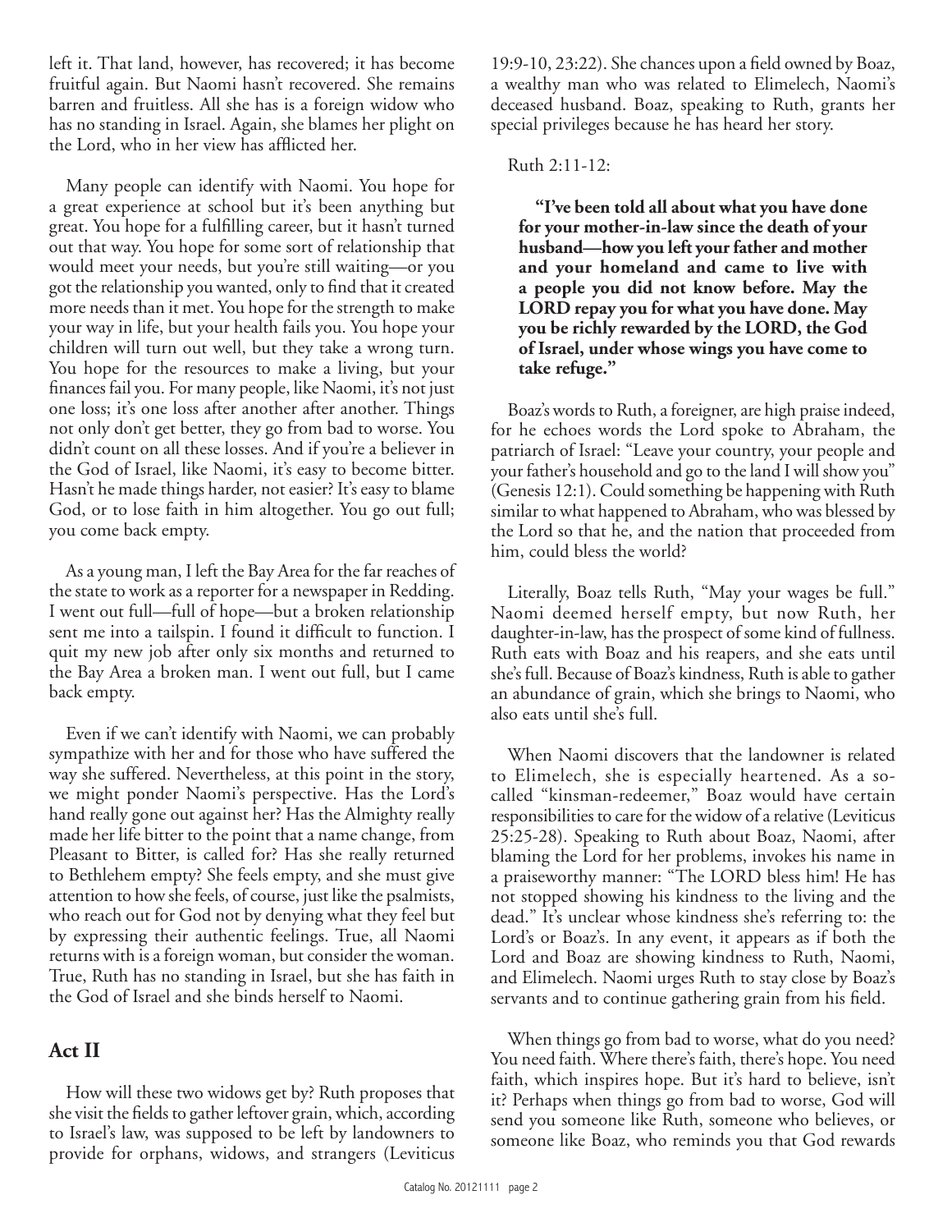left it. That land, however, has recovered; it has become fruitful again. But Naomi hasn't recovered. She remains barren and fruitless. All she has is a foreign widow who has no standing in Israel. Again, she blames her plight on the Lord, who in her view has afflicted her.

Many people can identify with Naomi. You hope for a great experience at school but it's been anything but great. You hope for a fulfilling career, but it hasn't turned out that way. You hope for some sort of relationship that would meet your needs, but you're still waiting—or you got the relationship you wanted, only to find that it created more needs than it met. You hope for the strength to make your way in life, but your health fails you. You hope your children will turn out well, but they take a wrong turn. You hope for the resources to make a living, but your finances fail you. For many people, like Naomi, it's not just one loss; it's one loss after another after another. Things not only don't get better, they go from bad to worse. You didn't count on all these losses. And if you're a believer in the God of Israel, like Naomi, it's easy to become bitter. Hasn't he made things harder, not easier? It's easy to blame God, or to lose faith in him altogether. You go out full; you come back empty.

As a young man, I left the Bay Area for the far reaches of the state to work as a reporter for a newspaper in Redding. I went out full—full of hope—but a broken relationship sent me into a tailspin. I found it difficult to function. I quit my new job after only six months and returned to the Bay Area a broken man. I went out full, but I came back empty.

Even if we can't identify with Naomi, we can probably sympathize with her and for those who have suffered the way she suffered. Nevertheless, at this point in the story, we might ponder Naomi's perspective. Has the Lord's hand really gone out against her? Has the Almighty really made her life bitter to the point that a name change, from Pleasant to Bitter, is called for? Has she really returned to Bethlehem empty? She feels empty, and she must give attention to how she feels, of course, just like the psalmists, who reach out for God not by denying what they feel but by expressing their authentic feelings. True, all Naomi returns with is a foreign woman, but consider the woman. True, Ruth has no standing in Israel, but she has faith in the God of Israel and she binds herself to Naomi.

## Act II

How will these two widows get by? Ruth proposes that she visit the fields to gather leftover grain, which, according to Israel's law, was supposed to be left by landowners to provide for orphans, widows, and strangers (Leviticus 19:9-10, 23:22). She chances upon a field owned by Boaz, a wealthy man who was related to Elimelech, Naomi's deceased husband. Boaz, speaking to Ruth, grants her special privileges because he has heard her story.

Ruth 2:11-12:

> **"I've been told all about what you have done for your mother-in-law since the death of your husband—how you left your father and mother and your homeland and came to live with a people you did not know before. May the LORD repay you for what you have done. May you be richly rewarded by the LORD, the God of Israel, under whose wings you have come to take refuge."**

Boaz's words to Ruth, a foreigner, are high praise indeed, for he echoes words the Lord spoke to Abraham, the patriarch of Israel: "Leave your country, your people and your father's household and go to the land I will show you" (Genesis 12:1). Could something be happening with Ruth similar to what happened to Abraham, who was blessed by the Lord so that he, and the nation that proceeded from him, could bless the world?

Literally, Boaz tells Ruth, "May your wages be full." Naomi deemed herself empty, but now Ruth, her daughter-in-law, has the prospect of some kind of fullness. Ruth eats with Boaz and his reapers, and she eats until she's full. Because of Boaz's kindness, Ruth is able to gather an abundance of grain, which she brings to Naomi, who also eats until she's full.

When Naomi discovers that the landowner is related to Elimelech, she is especially heartened. As a so-called "kinsman-redeemer," Boaz would have certain responsibilities to care for the widow of a relative (Leviticus 25:25-28). Speaking to Ruth about Boaz, Naomi, after blaming the Lord for her problems, invokes his name in a praiseworthy manner: "The LORD bless him! He has not stopped showing his kindness to the living and the dead." It's unclear whose kindness she's referring to: the Lord's or Boaz's. In any event, it appears as if both the Lord and Boaz are showing kindness to Ruth, Naomi, and Elimelech. Naomi urges Ruth to stay close by Boaz's servants and to continue gathering grain from his field.

When things go from bad to worse, what do you need? You need faith. Where there's faith, there's hope. You need faith, which inspires hope. But it's hard to believe, isn't it? Perhaps when things go from bad to worse, God will send you someone like Ruth, someone who believes, or someone like Boaz, who reminds you that God rewards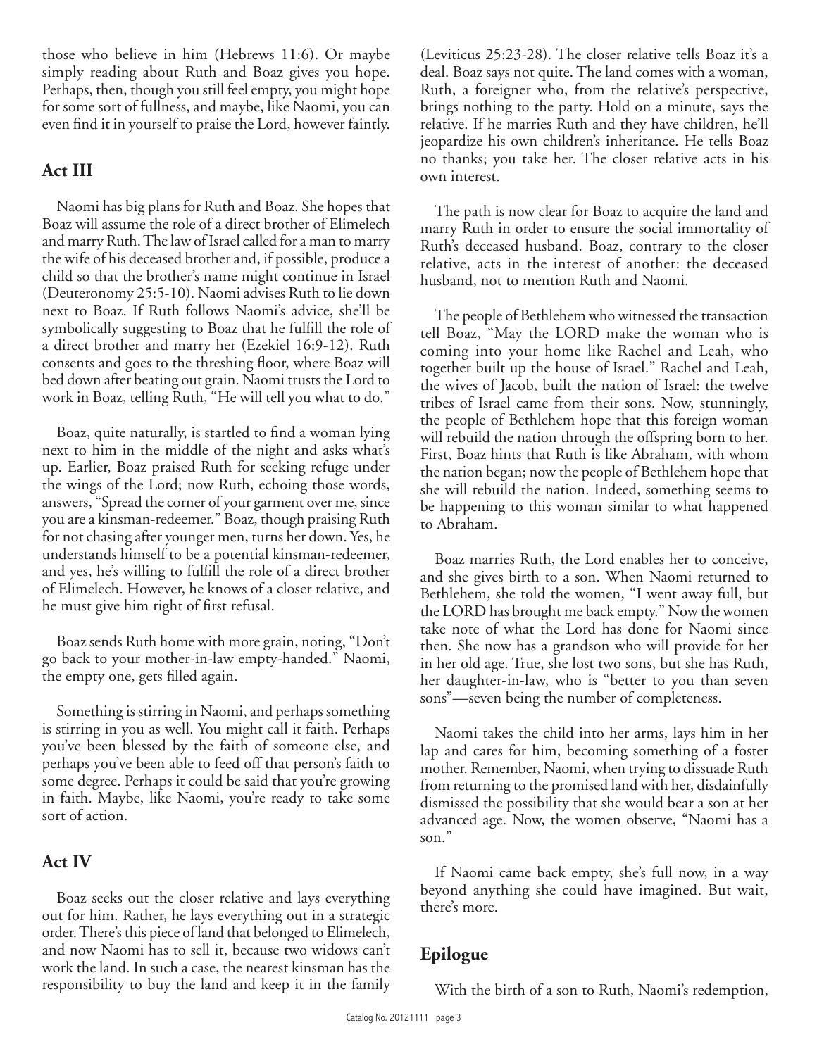those who believe in him (Hebrews 11:6). Or maybe simply reading about Ruth and Boaz gives you hope. Perhaps, then, though you still feel empty, you might hope for some sort of fullness, and maybe, like Naomi, you can even find it in yourself to praise the Lord, however faintly.

## Act III

Naomi has big plans for Ruth and Boaz. She hopes that Boaz will assume the role of a direct brother of Elimelech and marry Ruth. The law of Israel called for a man to marry the wife of his deceased brother and, if possible, produce a child so that the brother's name might continue in Israel (Deuteronomy 25:5-10). Naomi advises Ruth to lie down next to Boaz. If Ruth follows Naomi's advice, she'll be symbolically suggesting to Boaz that he fulfill the role of a direct brother and marry her (Ezekiel 16:9-12). Ruth consents and goes to the threshing floor, where Boaz will bed down after beating out grain. Naomi trusts the Lord to work in Boaz, telling Ruth, "He will tell you what to do."

Boaz, quite naturally, is startled to find a woman lying next to him in the middle of the night and asks what's up. Earlier, Boaz praised Ruth for seeking refuge under the wings of the Lord; now Ruth, echoing those words, answers, "Spread the corner of your garment over me, since you are a kinsman-redeemer." Boaz, though praising Ruth for not chasing after younger men, turns her down. Yes, he understands himself to be a potential kinsman-redeemer, and yes, he's willing to fulfill the role of a direct brother of Elimelech. However, he knows of a closer relative, and he must give him right of first refusal.

Boaz sends Ruth home with more grain, noting, "Don't go back to your mother-in-law empty-handed." Naomi, the empty one, gets filled again.

Something is stirring in Naomi, and perhaps something is stirring in you as well. You might call it faith. Perhaps you've been blessed by the faith of someone else, and perhaps you've been able to feed off that person's faith to some degree. Perhaps it could be said that you're growing in faith. Maybe, like Naomi, you're ready to take some sort of action.

## Act IV

Boaz seeks out the closer relative and lays everything out for him. Rather, he lays everything out in a strategic order. There's this piece of land that belonged to Elimelech, and now Naomi has to sell it, because two widows can't work the land. In such a case, the nearest kinsman has the responsibility to buy the land and keep it in the family (Leviticus 25:23-28). The closer relative tells Boaz it's a deal. Boaz says not quite. The land comes with a woman, Ruth, a foreigner who, from the relative's perspective, brings nothing to the party. Hold on a minute, says the relative. If he marries Ruth and they have children, he'll jeopardize his own children's inheritance. He tells Boaz no thanks; you take her. The closer relative acts in his own interest.

The path is now clear for Boaz to acquire the land and marry Ruth in order to ensure the social immortality of Ruth's deceased husband. Boaz, contrary to the closer relative, acts in the interest of another: the deceased husband, not to mention Ruth and Naomi.

The people of Bethlehem who witnessed the transaction tell Boaz, "May the LORD make the woman who is coming into your home like Rachel and Leah, who together built up the house of Israel." Rachel and Leah, the wives of Jacob, built the nation of Israel: the twelve tribes of Israel came from their sons. Now, stunningly, the people of Bethlehem hope that this foreign woman will rebuild the nation through the offspring born to her. First, Boaz hints that Ruth is like Abraham, with whom the nation began; now the people of Bethlehem hope that she will rebuild the nation. Indeed, something seems to be happening to this woman similar to what happened to Abraham.

Boaz marries Ruth, the Lord enables her to conceive, and she gives birth to a son. When Naomi returned to Bethlehem, she told the women, "I went away full, but the LORD has brought me back empty." Now the women take note of what the Lord has done for Naomi since then. She now has a grandson who will provide for her in her old age. True, she lost two sons, but she has Ruth, her daughter-in-law, who is "better to you than seven sons"—seven being the number of completeness.

Naomi takes the child into her arms, lays him in her lap and cares for him, becoming something of a foster mother. Remember, Naomi, when trying to dissuade Ruth from returning to the promised land with her, disdainfully dismissed the possibility that she would bear a son at her advanced age. Now, the women observe, "Naomi has a son."

If Naomi came back empty, she's full now, in a way beyond anything she could have imagined. But wait, there's more.

## Epilogue

With the birth of a son to Ruth, Naomi's redemption,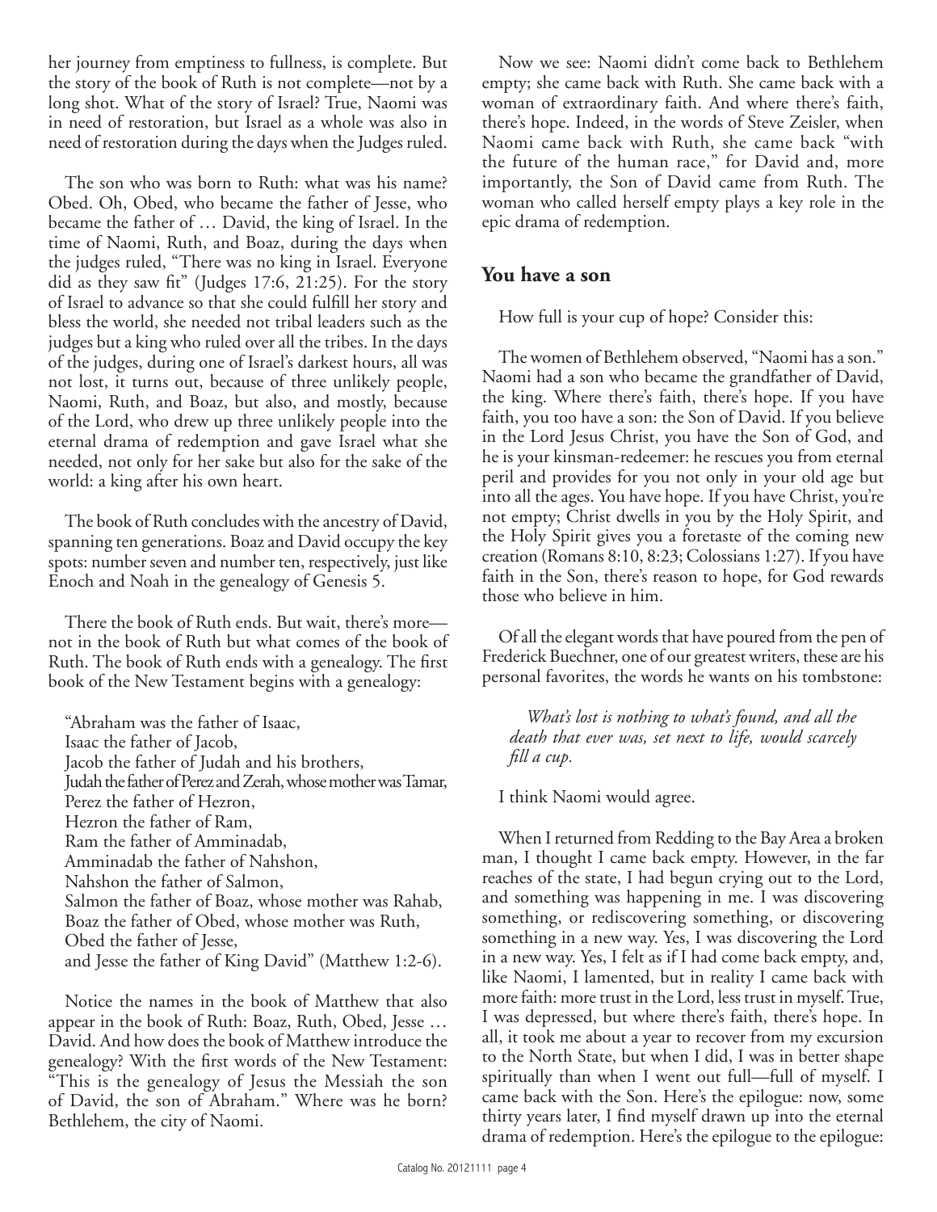her journey from emptiness to fullness, is complete. But the story of the book of Ruth is not complete—not by a long shot. What of the story of Israel? True, Naomi was in need of restoration, but Israel as a whole was also in need of restoration during the days when the Judges ruled.

The son who was born to Ruth: what was his name? Obed. Oh, Obed, who became the father of Jesse, who became the father of … David, the king of Israel. In the time of Naomi, Ruth, and Boaz, during the days when the judges ruled, "There was no king in Israel. Everyone did as they saw fit" (Judges 17:6, 21:25). For the story of Israel to advance so that she could fulfill her story and bless the world, she needed not tribal leaders such as the judges but a king who ruled over all the tribes. In the days of the judges, during one of Israel's darkest hours, all was not lost, it turns out, because of three unlikely people, Naomi, Ruth, and Boaz, but also, and mostly, because of the Lord, who drew up three unlikely people into the eternal drama of redemption and gave Israel what she needed, not only for her sake but also for the sake of the world: a king after his own heart.

The book of Ruth concludes with the ancestry of David, spanning ten generations. Boaz and David occupy the key spots: number seven and number ten, respectively, just like Enoch and Noah in the genealogy of Genesis 5.

There the book of Ruth ends. But wait, there's more—not in the book of Ruth but what comes of the book of Ruth. The book of Ruth ends with a genealogy. The first book of the New Testament begins with a genealogy:

"Abraham was the father of Isaac,
Isaac the father of Jacob,
Jacob the father of Judah and his brothers,
Judah the father of Perez and Zerah, whose mother was Tamar,
Perez the father of Hezron,
Hezron the father of Ram,
Ram the father of Amminadab,
Amminadab the father of Nahshon,
Nahshon the father of Salmon,
Salmon the father of Boaz, whose mother was Rahab,
Boaz the father of Obed, whose mother was Ruth,
Obed the father of Jesse,
and Jesse the father of King David" (Matthew 1:2-6).

Notice the names in the book of Matthew that also appear in the book of Ruth: Boaz, Ruth, Obed, Jesse … David. And how does the book of Matthew introduce the genealogy? With the first words of the New Testament: "This is the genealogy of Jesus the Messiah the son of David, the son of Abraham." Where was he born? Bethlehem, the city of Naomi.

Now we see: Naomi didn't come back to Bethlehem empty; she came back with Ruth. She came back with a woman of extraordinary faith. And where there's faith, there's hope. Indeed, in the words of Steve Zeisler, when Naomi came back with Ruth, she came back "with the future of the human race," for David and, more importantly, the Son of David came from Ruth. The woman who called herself empty plays a key role in the epic drama of redemption.

## You have a son

How full is your cup of hope? Consider this:

The women of Bethlehem observed, "Naomi has a son." Naomi had a son who became the grandfather of David, the king. Where there's faith, there's hope. If you have faith, you too have a son: the Son of David. If you believe in the Lord Jesus Christ, you have the Son of God, and he is your kinsman-redeemer: he rescues you from eternal peril and provides for you not only in your old age but into all the ages. You have hope. If you have Christ, you're not empty; Christ dwells in you by the Holy Spirit, and the Holy Spirit gives you a foretaste of the coming new creation (Romans 8:10, 8:23; Colossians 1:27). If you have faith in the Son, there's reason to hope, for God rewards those who believe in him.

Of all the elegant words that have poured from the pen of Frederick Buechner, one of our greatest writers, these are his personal favorites, the words he wants on his tombstone:

> *What's lost is nothing to what's found, and all the death that ever was, set next to life, would scarcely fill a cup.*

I think Naomi would agree.

When I returned from Redding to the Bay Area a broken man, I thought I came back empty. However, in the far reaches of the state, I had begun crying out to the Lord, and something was happening in me. I was discovering something, or rediscovering something, or discovering something in a new way. Yes, I was discovering the Lord in a new way. Yes, I felt as if I had come back empty, and, like Naomi, I lamented, but in reality I came back with more faith: more trust in the Lord, less trust in myself. True, I was depressed, but where there's faith, there's hope. In all, it took me about a year to recover from my excursion to the North State, but when I did, I was in better shape spiritually than when I went out full—full of myself. I came back with the Son. Here's the epilogue: now, some thirty years later, I find myself drawn up into the eternal drama of redemption. Here's the epilogue to the epilogue: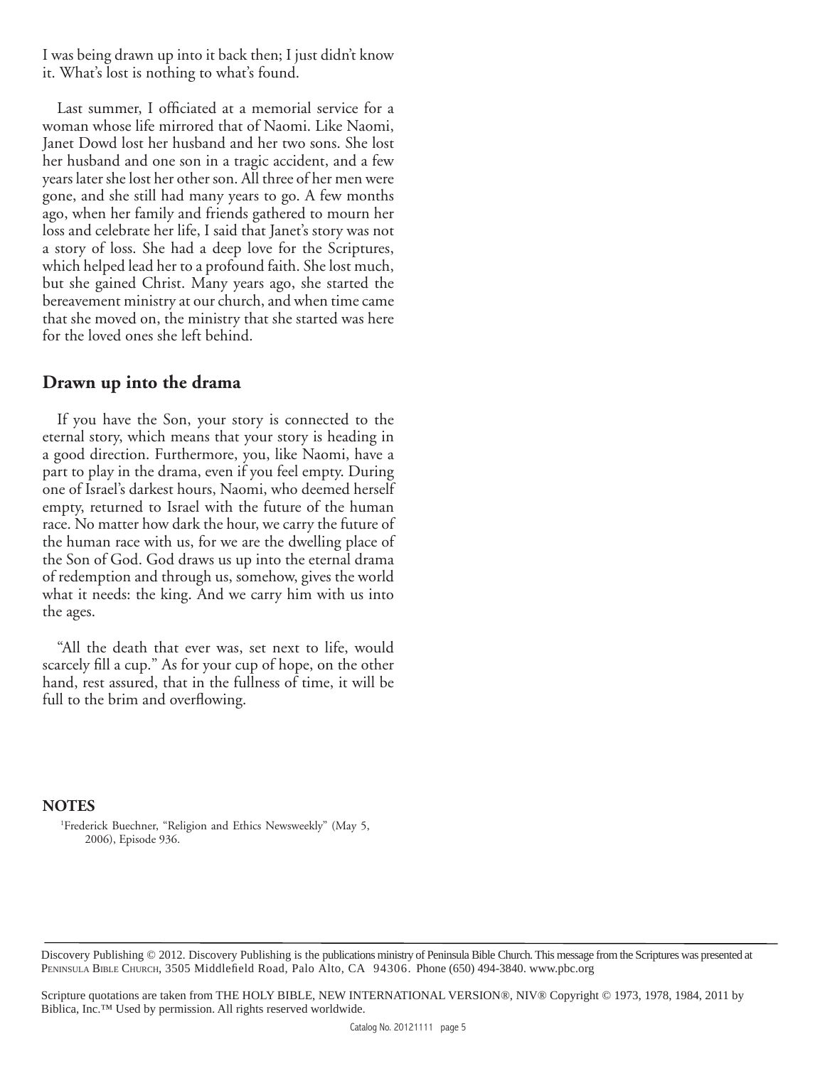I was being drawn up into it back then; I just didn't know it. What's lost is nothing to what's found.

Last summer, I officiated at a memorial service for a woman whose life mirrored that of Naomi. Like Naomi, Janet Dowd lost her husband and her two sons. She lost her husband and one son in a tragic accident, and a few years later she lost her other son. All three of her men were gone, and she still had many years to go. A few months ago, when her family and friends gathered to mourn her loss and celebrate her life, I said that Janet's story was not a story of loss. She had a deep love for the Scriptures, which helped lead her to a profound faith. She lost much, but she gained Christ. Many years ago, she started the bereavement ministry at our church, and when time came that she moved on, the ministry that she started was here for the loved ones she left behind.

## Drawn up into the drama

If you have the Son, your story is connected to the eternal story, which means that your story is heading in a good direction. Furthermore, you, like Naomi, have a part to play in the drama, even if you feel empty. During one of Israel's darkest hours, Naomi, who deemed herself empty, returned to Israel with the future of the human race. No matter how dark the hour, we carry the future of the human race with us, for we are the dwelling place of the Son of God. God draws us up into the eternal drama of redemption and through us, somehow, gives the world what it needs: the king. And we carry him with us into the ages.

"All the death that ever was, set next to life, would scarcely fill a cup." As for your cup of hope, on the other hand, rest assured, that in the fullness of time, it will be full to the brim and overflowing.

## NOTES

[1]Frederick Buechner, "Religion and Ethics Newsweekly" (May 5, 2006), Episode 936.

Discovery Publishing © 2012. Discovery Publishing is the publications ministry of Peninsula Bible Church. This message from the Scriptures was presented at Peninsula Bible Church, 3505 Middlefield Road, Palo Alto, CA 94306. Phone (650) 494-3840. www.pbc.org

Scripture quotations are taken from THE HOLY BIBLE, NEW INTERNATIONAL VERSION®, NIV® Copyright © 1973, 1978, 1984, 2011 by Biblica, Inc.™ Used by permission. All rights reserved worldwide.